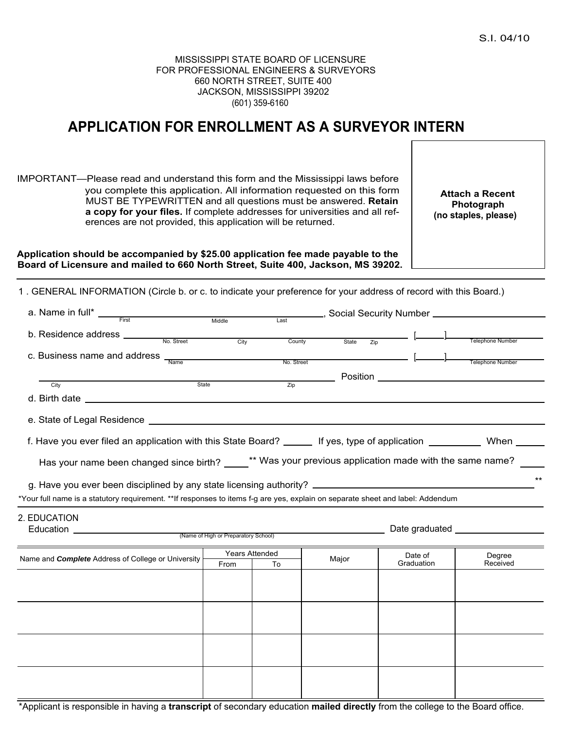S.I. 04/10

MISSISSIPPI STATE BOARD OF LICENSURE
FOR PROFESSIONAL ENGINEERS & SURVEYORS
660 NORTH STREET, SUITE 400
JACKSON, MISSISSIPPI 39202
(601) 359-6160

# APPLICATION FOR ENROLLMENT AS A SURVEYOR INTERN

IMPORTANT—Please read and understand this form and the Mississippi laws before you complete this application. All information requested on this form MUST BE TYPEWRITTEN and all questions must be answered. **Retain a copy for your files.** If complete addresses for universities and all references are not provided, this application will be returned.

**Attach a Recent Photograph (no staples, please)**

**Application should be accompanied by $25.00 application fee made payable to the Board of Licensure and mailed to 660 North Street, Suite 400, Jackson, MS 39202.**

1 . GENERAL INFORMATION (Circle b. or c. to indicate your preference for your address of record with this Board.)

a. Name in full* ______________________ (First / Middle / Last), Social Security Number ______________

b. Residence address ______________________ (No. Street / City / County / State / Zip) [ ] ______________ (Telephone Number)

c. Business name and address ______________________ (Name / No. Street) [ ] ______________ (Telephone Number)

______________________ (City / State / Zip) Position ______________

d. Birth date ______________________

e. State of Legal Residence ______________________

f. Have you ever filed an application with this State Board? ______ If yes, type of application ______ When ______

Has your name been changed since birth? ______ ** Was your previous application made with the same name? ______

g. Have you ever been disciplined by any state licensing authority? ______________________ **

*Your full name is a statutory requirement. **If responses to items f-g are yes, explain on separate sheet and label: Addendum

2. EDUCATION

Education ______________________ (Name of High or Preparatory School) Date graduated ______________

| Name and ***Complete*** Address of College or University | Years Attended | | Major | Date of Graduation | Degree Received |
|---|---|---|---|---|---|
| | From | To | | | |
| | | | | | |
| | | | | | |
| | | | | | |
| | | | | | |

*Applicant is responsible in having a **transcript** of secondary education **mailed directly** from the college to the Board office.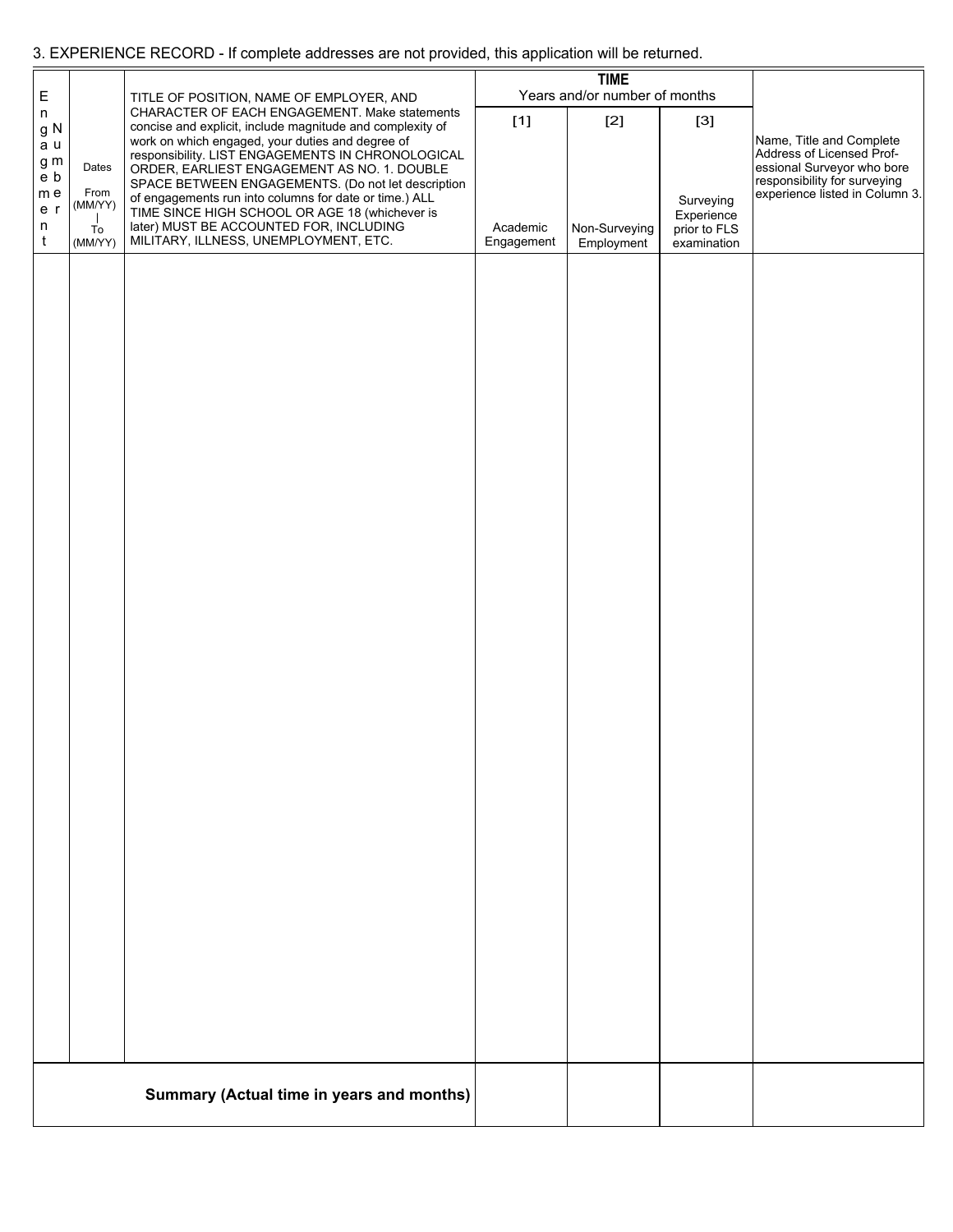3. EXPERIENCE RECORD - If complete addresses are not provided, this application will be returned.

| Engagement Number | Dates From (MM/YY) \| To (MM/YY) | TITLE OF POSITION, NAME OF EMPLOYER, AND CHARACTER OF EACH ENGAGEMENT. Make statements concise and explicit, include magnitude and complexity of work on which engaged, your duties and degree of responsibility. LIST ENGAGEMENTS IN CHRONOLOGICAL ORDER, EARLIEST ENGAGEMENT AS NO. 1. DOUBLE SPACE BETWEEN ENGAGEMENTS. (Do not let description of engagements run into columns for date or time.) ALL TIME SINCE HIGH SCHOOL OR AGE 18 (whichever is later) MUST BE ACCOUNTED FOR, INCLUDING MILITARY, ILLNESS, UNEMPLOYMENT, ETC. | TIME Years and/or number of months [1] Academic Engagement | [2] Non-Surveying Employment | [3] Surveying Experience prior to FLS examination | Name, Title and Complete Address of Licensed Professional Surveyor who bore responsibility for surveying experience listed in Column 3. |
|---|---|---|---|---|---|---|
| | | | | | | |
| | | **Summary (Actual time in years and months)** | | | | |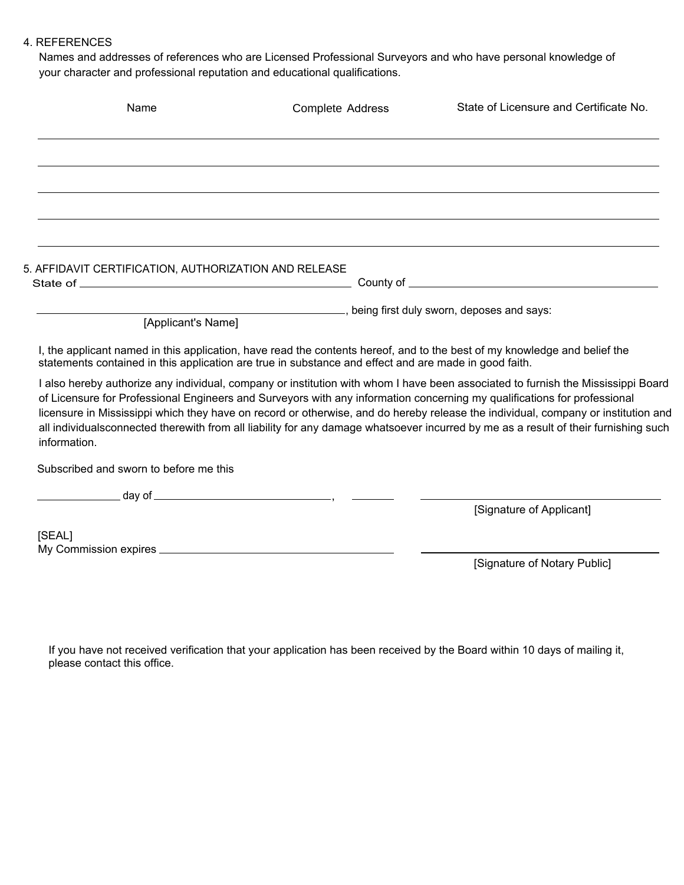4. REFERENCES

Names and addresses of references who are Licensed Professional Surveyors and who have personal knowledge of your character and professional reputation and educational qualifications.

| Name | Complete Address | State of Licensure and Certificate No. |
| --- | --- | --- |
| | | |
| | | |
| | | |
| | | |
| | | |

5. AFFIDAVIT CERTIFICATION, AUTHORIZATION AND RELEASE

State of ______________________ County of ______________________

______________________, being first duly sworn, deposes and says:
[Applicant's Name]

I, the applicant named in this application, have read the contents hereof, and to the best of my knowledge and belief the statements contained in this application are true in substance and effect and are made in good faith.

I also hereby authorize any individual, company or institution with whom I have been associated to furnish the Mississippi Board of Licensure for Professional Engineers and Surveyors with any information concerning my qualifications for professional licensure in Mississippi which they have on record or otherwise, and do hereby release the individual, company or institution and all individualsconnected therewith from all liability for any damage whatsoever incurred by me as a result of their furnishing such information.

Subscribed and sworn to before me this

__________ day of ______________________, ______ ______________________
[Signature of Applicant]

[SEAL]
My Commission expires ______________________ ______________________
[Signature of Notary Public]

If you have not received verification that your application has been received by the Board within 10 days of mailing it, please contact this office.